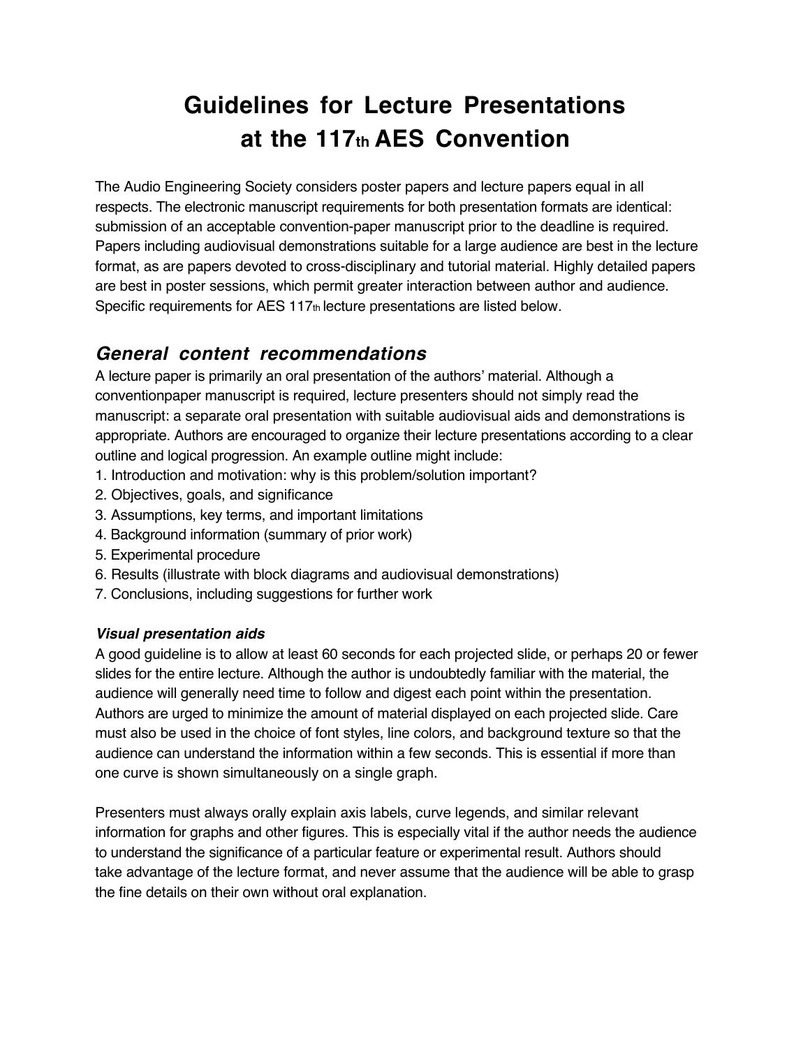# Guidelines for Lecture Presentations at the 117th AES Convention

The Audio Engineering Society considers poster papers and lecture papers equal in all respects. The electronic manuscript requirements for both presentation formats are identical: submission of an acceptable convention-paper manuscript prior to the deadline is required. Papers including audiovisual demonstrations suitable for a large audience are best in the lecture format, as are papers devoted to cross-disciplinary and tutorial material. Highly detailed papers are best in poster sessions, which permit greater interaction between author and audience. Specific requirements for AES 117th lecture presentations are listed below.

## *General content recommendations*

A lecture paper is primarily an oral presentation of the authors' material. Although a conventionpaper manuscript is required, lecture presenters should not simply read the manuscript: a separate oral presentation with suitable audiovisual aids and demonstrations is appropriate. Authors are encouraged to organize their lecture presentations according to a clear outline and logical progression. An example outline might include:

1. Introduction and motivation: why is this problem/solution important?
2. Objectives, goals, and significance
3. Assumptions, key terms, and important limitations
4. Background information (summary of prior work)
5. Experimental procedure
6. Results (illustrate with block diagrams and audiovisual demonstrations)
7. Conclusions, including suggestions for further work

### *Visual presentation aids*

A good guideline is to allow at least 60 seconds for each projected slide, or perhaps 20 or fewer slides for the entire lecture. Although the author is undoubtedly familiar with the material, the audience will generally need time to follow and digest each point within the presentation. Authors are urged to minimize the amount of material displayed on each projected slide. Care must also be used in the choice of font styles, line colors, and background texture so that the audience can understand the information within a few seconds. This is essential if more than one curve is shown simultaneously on a single graph.

Presenters must always orally explain axis labels, curve legends, and similar relevant information for graphs and other figures. This is especially vital if the author needs the audience to understand the significance of a particular feature or experimental result. Authors should take advantage of the lecture format, and never assume that the audience will be able to grasp the fine details on their own without oral explanation.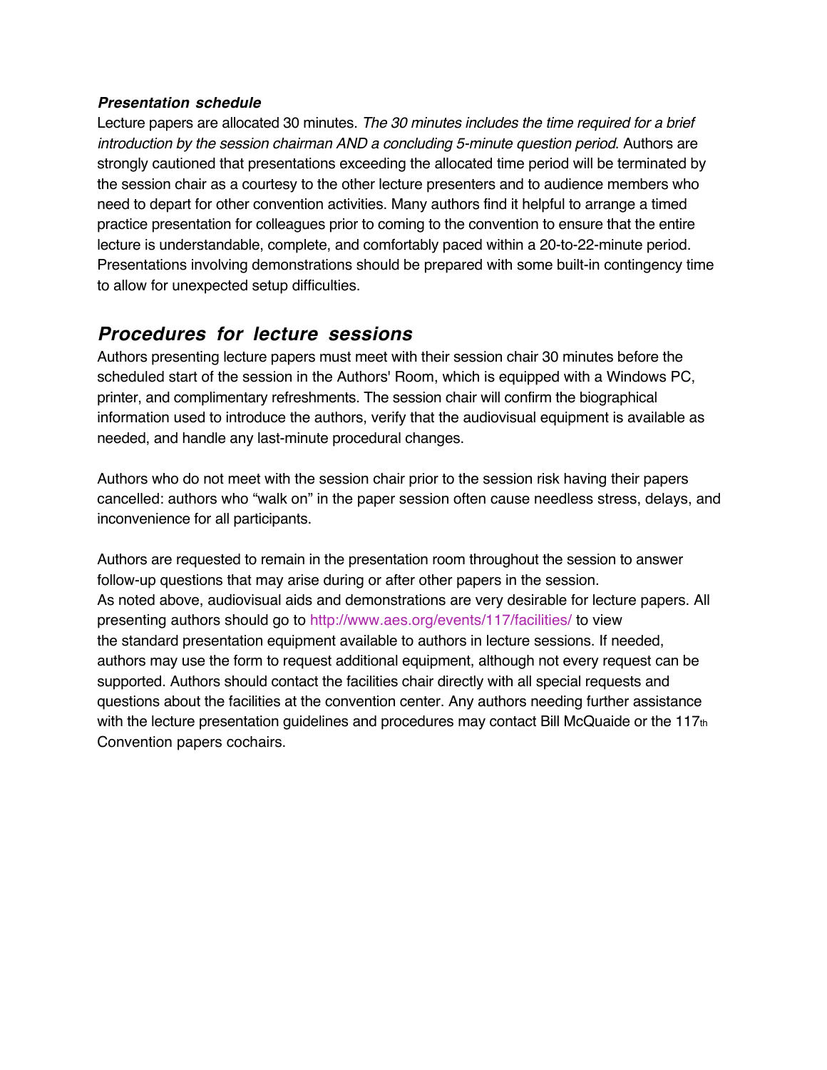### *Presentation schedule*

Lecture papers are allocated 30 minutes. *The 30 minutes includes the time required for a brief introduction by the session chairman AND a concluding 5-minute question period*. Authors are strongly cautioned that presentations exceeding the allocated time period will be terminated by the session chair as a courtesy to the other lecture presenters and to audience members who need to depart for other convention activities. Many authors find it helpful to arrange a timed practice presentation for colleagues prior to coming to the convention to ensure that the entire lecture is understandable, complete, and comfortably paced within a 20-to-22-minute period. Presentations involving demonstrations should be prepared with some built-in contingency time to allow for unexpected setup difficulties.

## *Procedures for lecture sessions*

Authors presenting lecture papers must meet with their session chair 30 minutes before the scheduled start of the session in the Authors' Room, which is equipped with a Windows PC, printer, and complimentary refreshments. The session chair will confirm the biographical information used to introduce the authors, verify that the audiovisual equipment is available as needed, and handle any last-minute procedural changes.

Authors who do not meet with the session chair prior to the session risk having their papers cancelled: authors who "walk on" in the paper session often cause needless stress, delays, and inconvenience for all participants.

Authors are requested to remain in the presentation room throughout the session to answer follow-up questions that may arise during or after other papers in the session.
As noted above, audiovisual aids and demonstrations are very desirable for lecture papers. All presenting authors should go to http://www.aes.org/events/117/facilities/ to view the standard presentation equipment available to authors in lecture sessions. If needed, authors may use the form to request additional equipment, although not every request can be supported. Authors should contact the facilities chair directly with all special requests and questions about the facilities at the convention center. Any authors needing further assistance with the lecture presentation guidelines and procedures may contact Bill McQuaide or the 117th Convention papers cochairs.